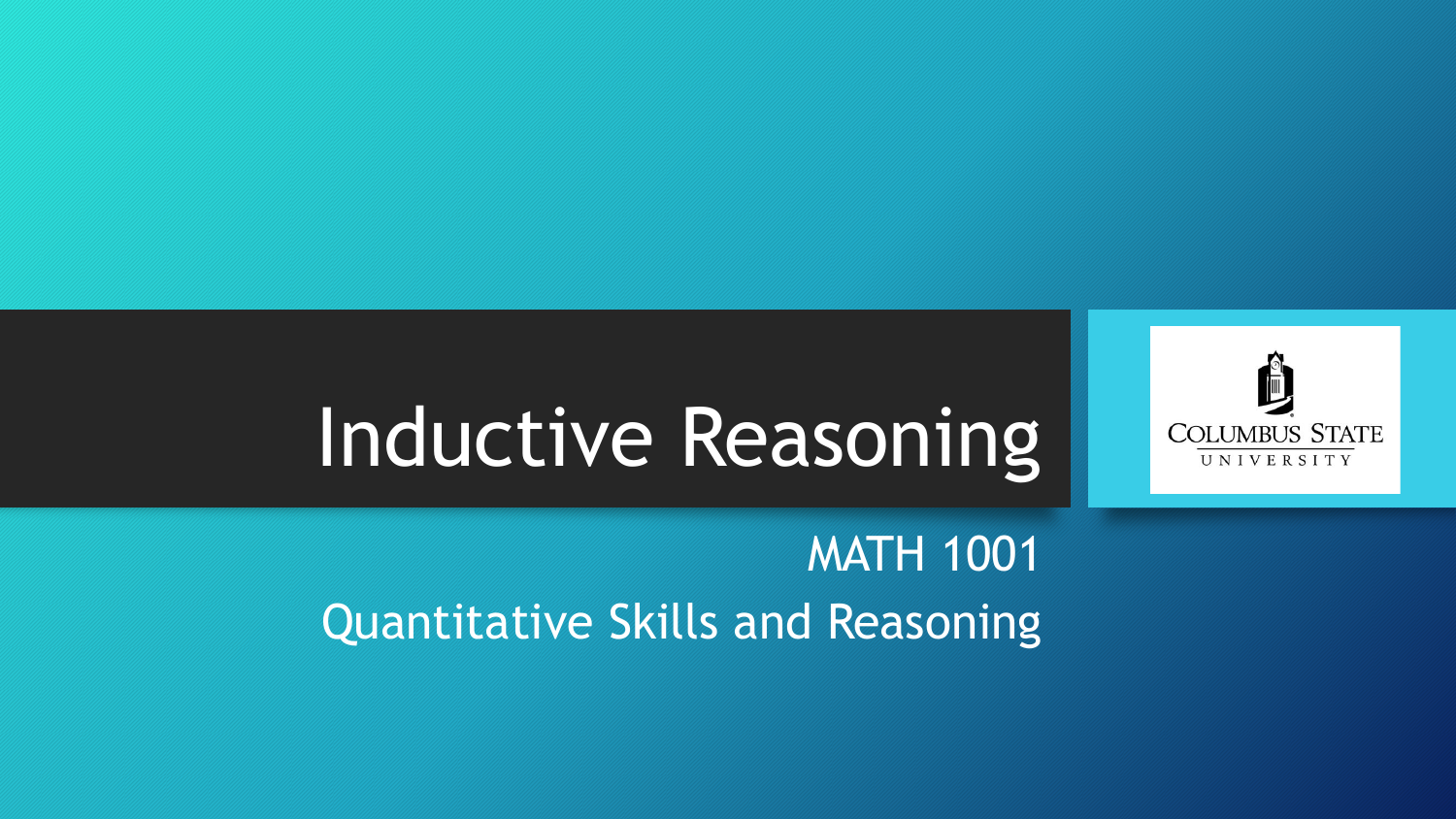# Inductive Reasoning

MATH 1001

Quantitative Skills and Reasoning

COLUMBUS STATE UNIVERSITY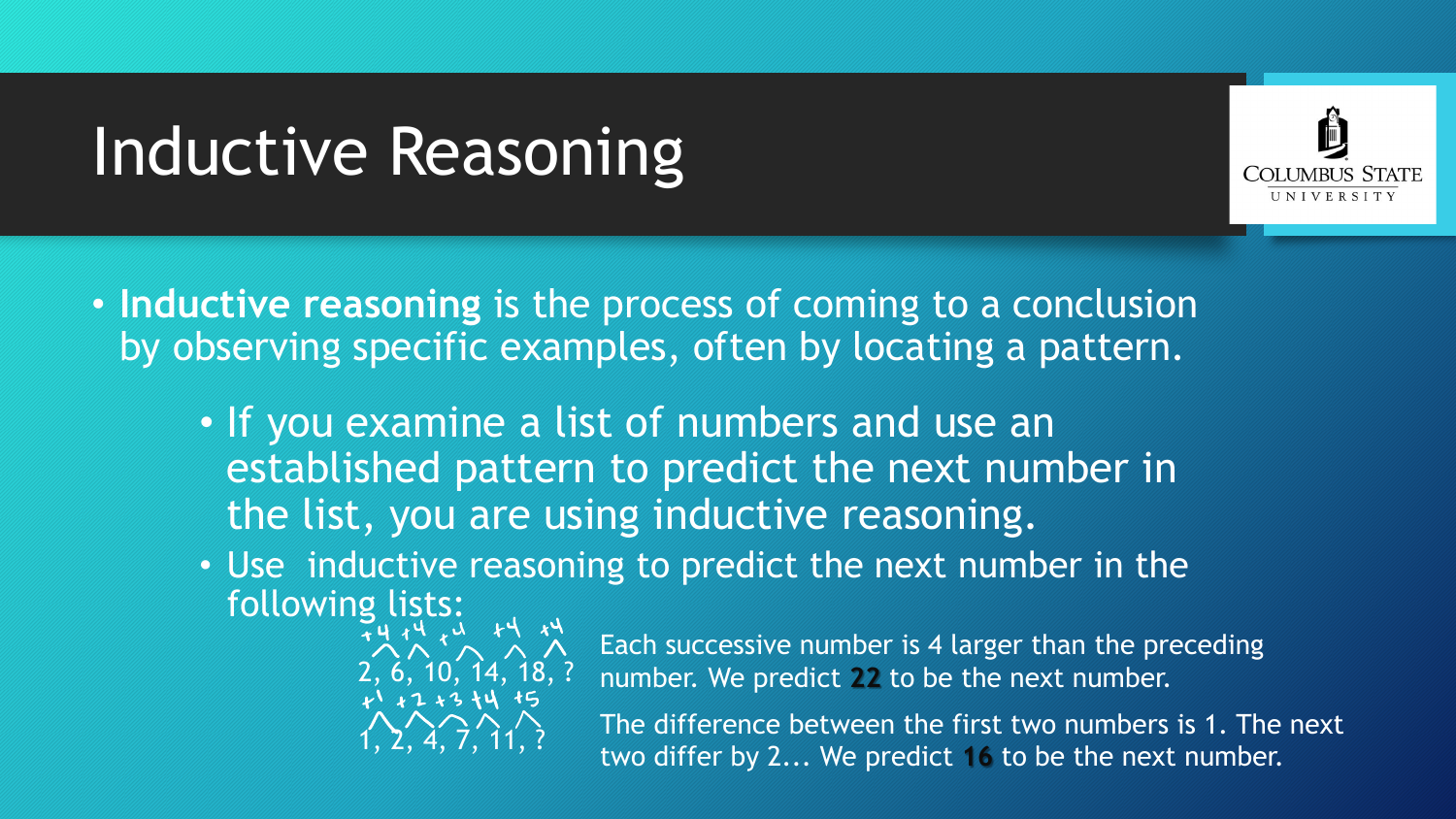# Inductive Reasoning

- **Inductive reasoning** is the process of coming to a conclusion by observing specific examples, often by locating a pattern.
  - If you examine a list of numbers and use an established pattern to predict the next number in the list, you are using inductive reasoning.
  - Use inductive reasoning to predict the next number in the following lists:

+4 +4 +4 +4 +4
2, 6, 10, 14, 18, ?

Each successive number is 4 larger than the preceding number. We predict **22** to be the next number.

+1 +2 +3 +4 +5
1, 2, 4, 7, 11, ?

The difference between the first two numbers is 1. The next two differ by 2... We predict **16** to be the next number.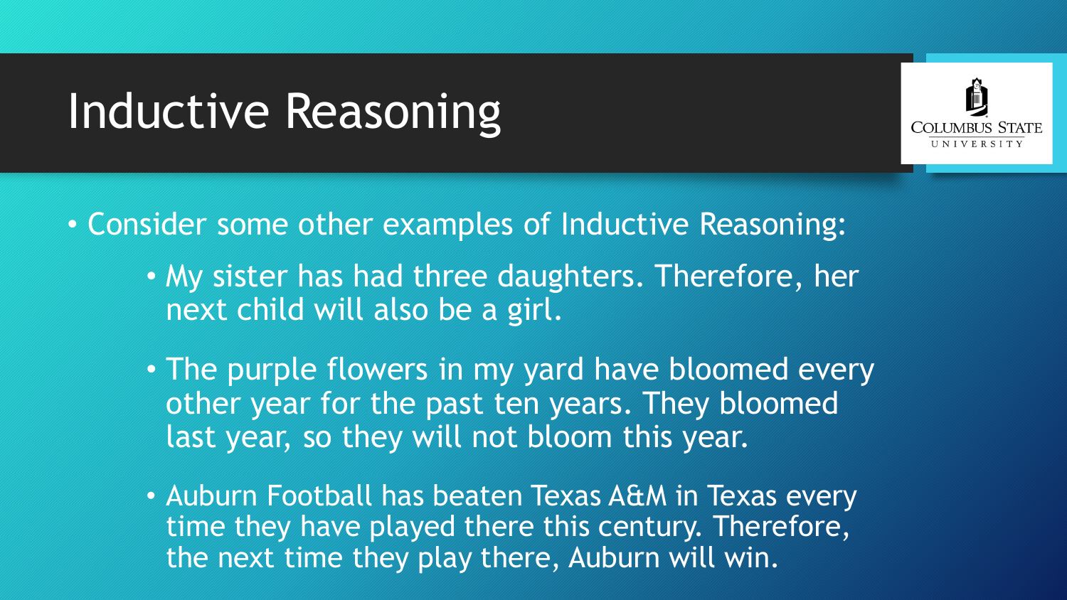# Inductive Reasoning

- Consider some other examples of Inductive Reasoning:
  - My sister has had three daughters. Therefore, her next child will also be a girl.
  - The purple flowers in my yard have bloomed every other year for the past ten years. They bloomed last year, so they will not bloom this year.
  - Auburn Football has beaten Texas A&M in Texas every time they have played there this century. Therefore, the next time they play there, Auburn will win.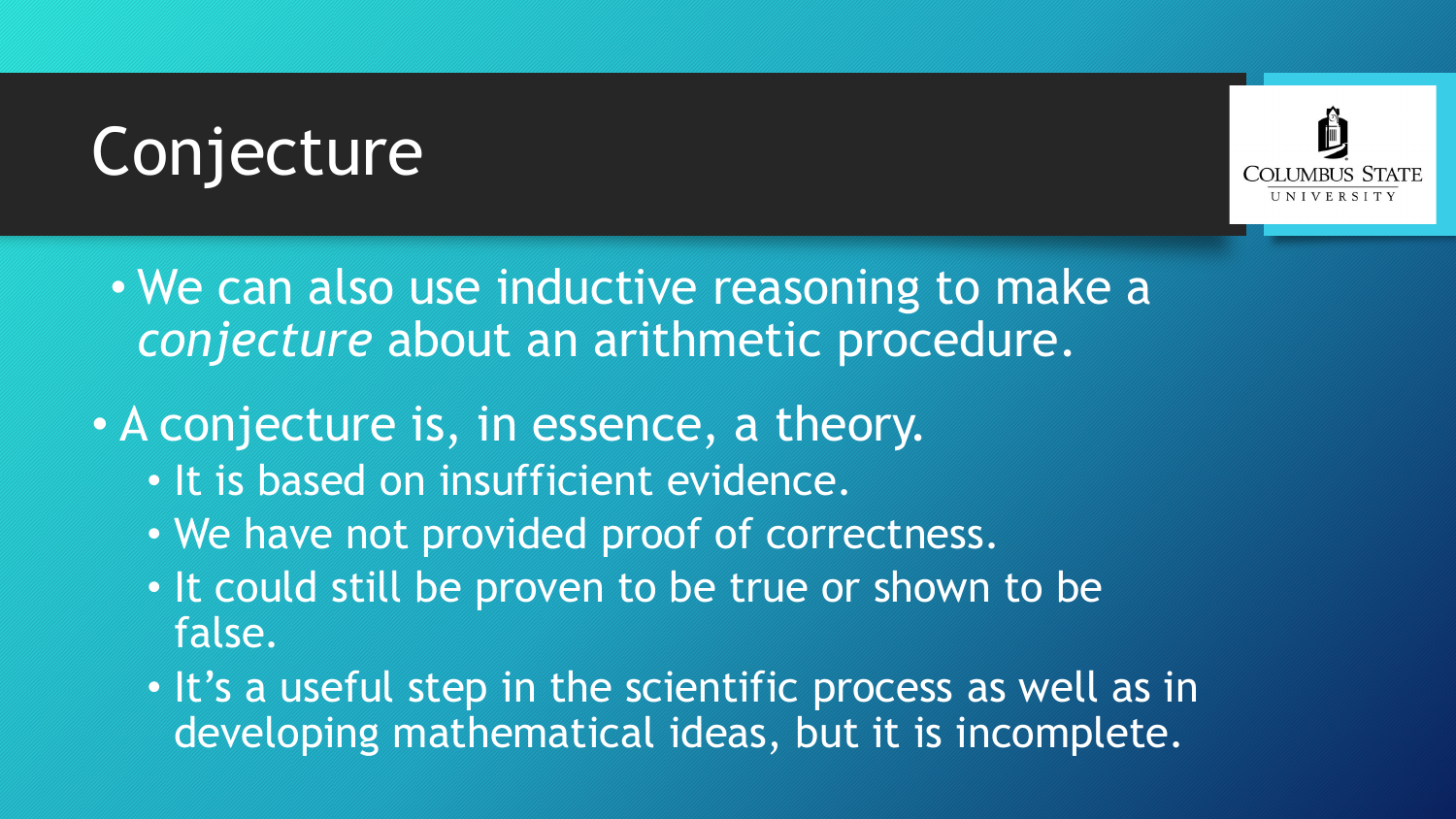# Conjecture

- We can also use inductive reasoning to make a *conjecture* about an arithmetic procedure.
- A conjecture is, in essence, a theory.
  - It is based on insufficient evidence.
  - We have not provided proof of correctness.
  - It could still be proven to be true or shown to be false.
  - It's a useful step in the scientific process as well as in developing mathematical ideas, but it is incomplete.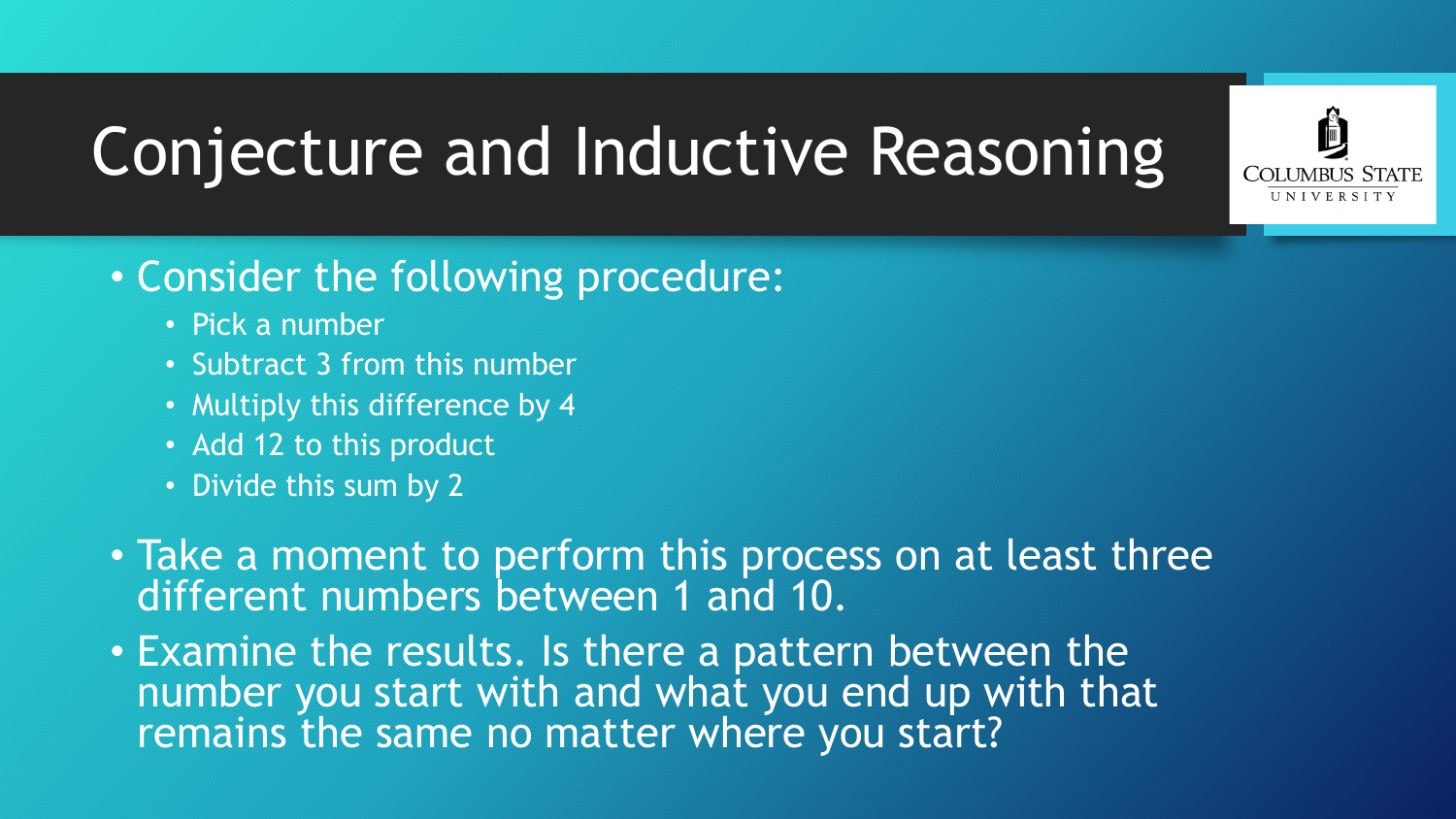# Conjecture and Inductive Reasoning

- Consider the following procedure:
  - Pick a number
  - Subtract 3 from this number
  - Multiply this difference by 4
  - Add 12 to this product
  - Divide this sum by 2
- Take a moment to perform this process on at least three different numbers between 1 and 10.
- Examine the results. Is there a pattern between the number you start with and what you end up with that remains the same no matter where you start?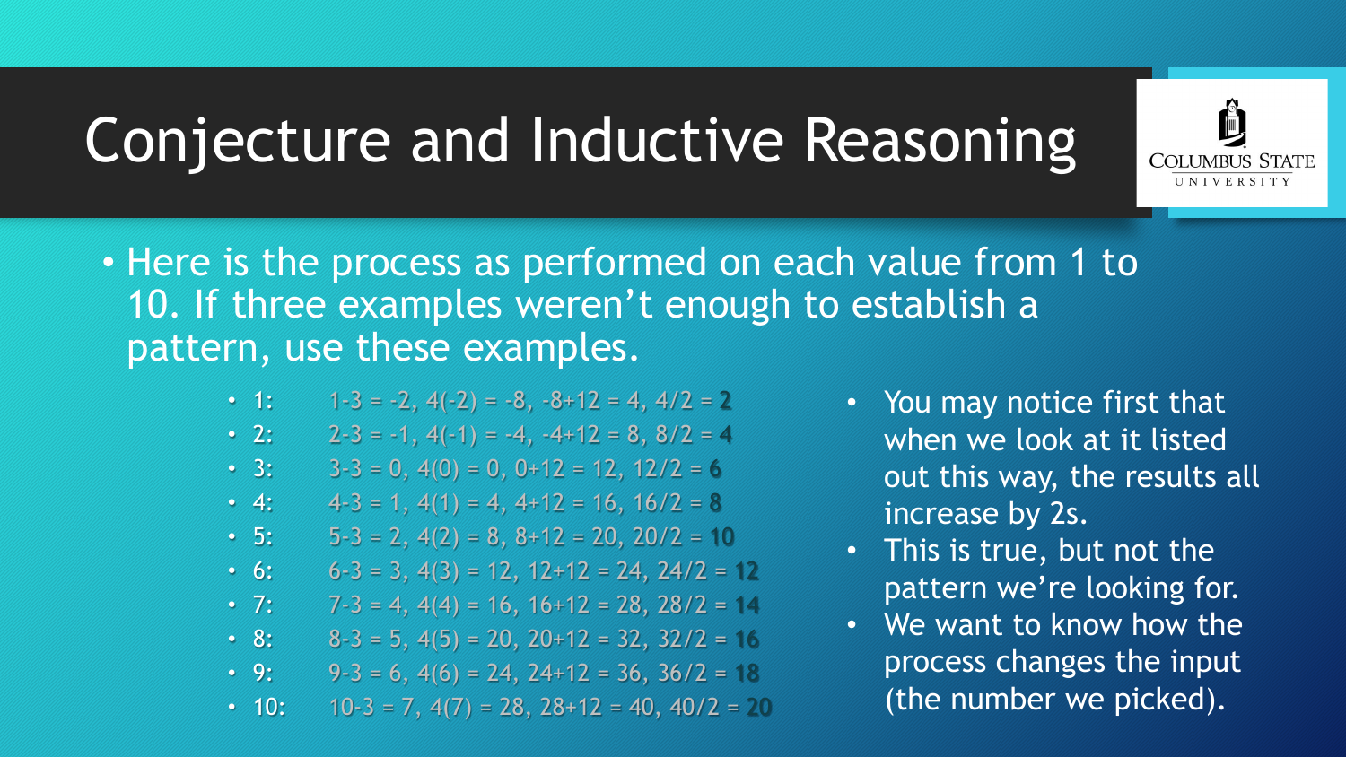# Conjecture and Inductive Reasoning

- Here is the process as performed on each value from 1 to 10. If three examples weren't enough to establish a pattern, use these examples.
  - 1: $1-3 = -2$, $4(-2) = -8$, $-8+12 = 4$, $4/2 = $ **2**
  - 2: $2-3 = -1$, $4(-1) = -4$, $-4+12 = 8$, $8/2 = $ **4**
  - 3: $3-3 = 0$, $4(0) = 0$, $0+12 = 12$, $12/2 = $ **6**
  - 4: $4-3 = 1$, $4(1) = 4$, $4+12 = 16$, $16/2 = $ **8**
  - 5: $5-3 = 2$, $4(2) = 8$, $8+12 = 20$, $20/2 = $ **10**
  - 6: $6-3 = 3$, $4(3) = 12$, $12+12 = 24$, $24/2 = $ **12**
  - 7: $7-3 = 4$, $4(4) = 16$, $16+12 = 28$, $28/2 = $ **14**
  - 8: $8-3 = 5$, $4(5) = 20$, $20+12 = 32$, $32/2 = $ **16**
  - 9: $9-3 = 6$, $4(6) = 24$, $24+12 = 36$, $36/2 = $ **18**
  - 10: $10-3 = 7$, $4(7) = 28$, $28+12 = 40$, $40/2 = $ **20**

- You may notice first that when we look at it listed out this way, the results all increase by 2s.
- This is true, but not the pattern we're looking for.
- We want to know how the process changes the input (the number we picked).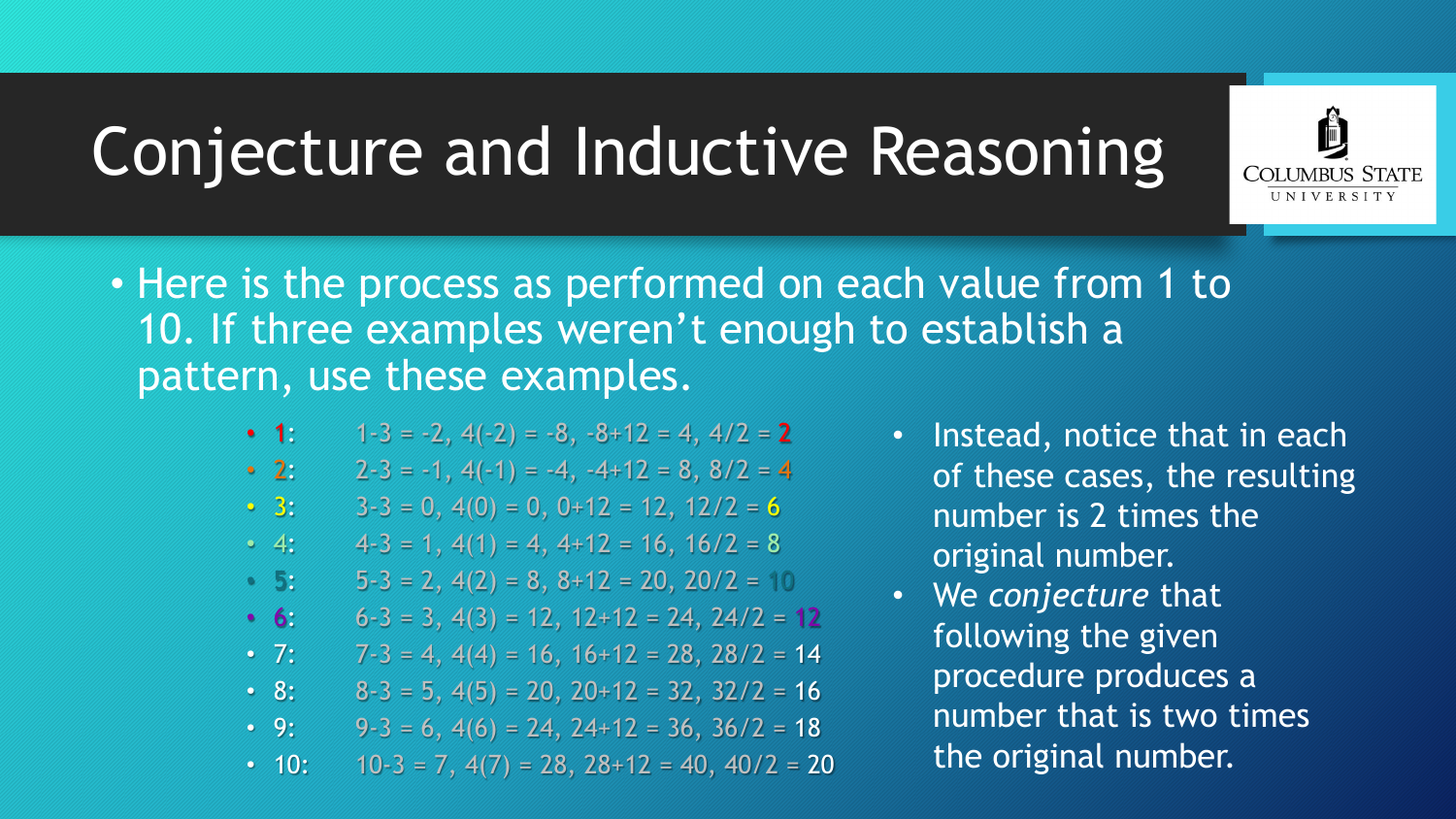# Conjecture and Inductive Reasoning

- Here is the process as performed on each value from 1 to 10. If three examples weren't enough to establish a pattern, use these examples.
  - 1: $1-3 = -2$, $4(-2) = -8$, $-8+12 = 4$, $4/2 = 2$
  - 2: $2-3 = -1$, $4(-1) = -4$, $-4+12 = 8$, $8/2 = 4$
  - 3: $3-3 = 0$, $4(0) = 0$, $0+12 = 12$, $12/2 = 6$
  - 4: $4-3 = 1$, $4(1) = 4$, $4+12 = 16$, $16/2 = 8$
  - 5: $5-3 = 2$, $4(2) = 8$, $8+12 = 20$, $20/2 = 10$
  - 6: $6-3 = 3$, $4(3) = 12$, $12+12 = 24$, $24/2 = 12$
  - 7: $7-3 = 4$, $4(4) = 16$, $16+12 = 28$, $28/2 = 14$
  - 8: $8-3 = 5$, $4(5) = 20$, $20+12 = 32$, $32/2 = 16$
  - 9: $9-3 = 6$, $4(6) = 24$, $24+12 = 36$, $36/2 = 18$
  - 10: $10-3 = 7$, $4(7) = 28$, $28+12 = 40$, $40/2 = 20$

- Instead, notice that in each of these cases, the resulting number is 2 times the original number.
- We *conjecture* that following the given procedure produces a number that is two times the original number.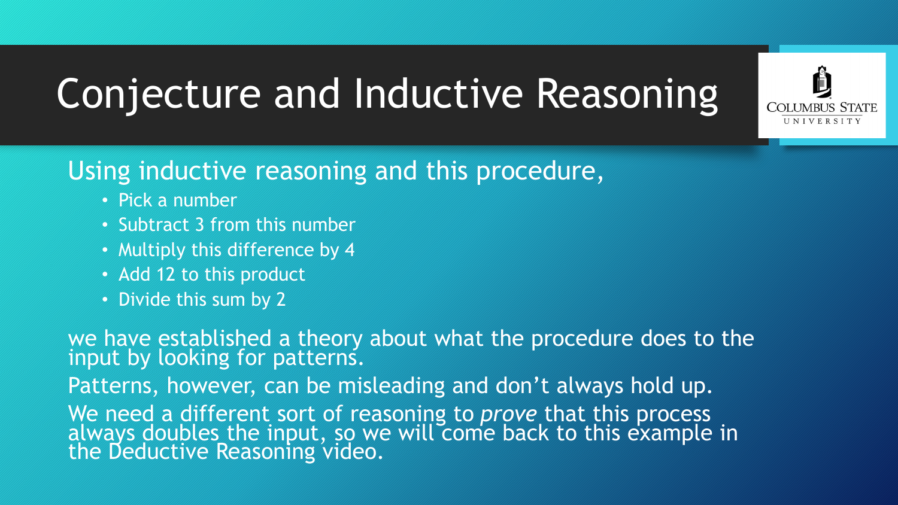# Conjecture and Inductive Reasoning

Using inductive reasoning and this procedure,

- Pick a number
- Subtract 3 from this number
- Multiply this difference by 4
- Add 12 to this product
- Divide this sum by 2

we have established a theory about what the procedure does to the input by looking for patterns.

Patterns, however, can be misleading and don't always hold up.

We need a different sort of reasoning to *prove* that this process always doubles the input, so we will come back to this example in the Deductive Reasoning video.